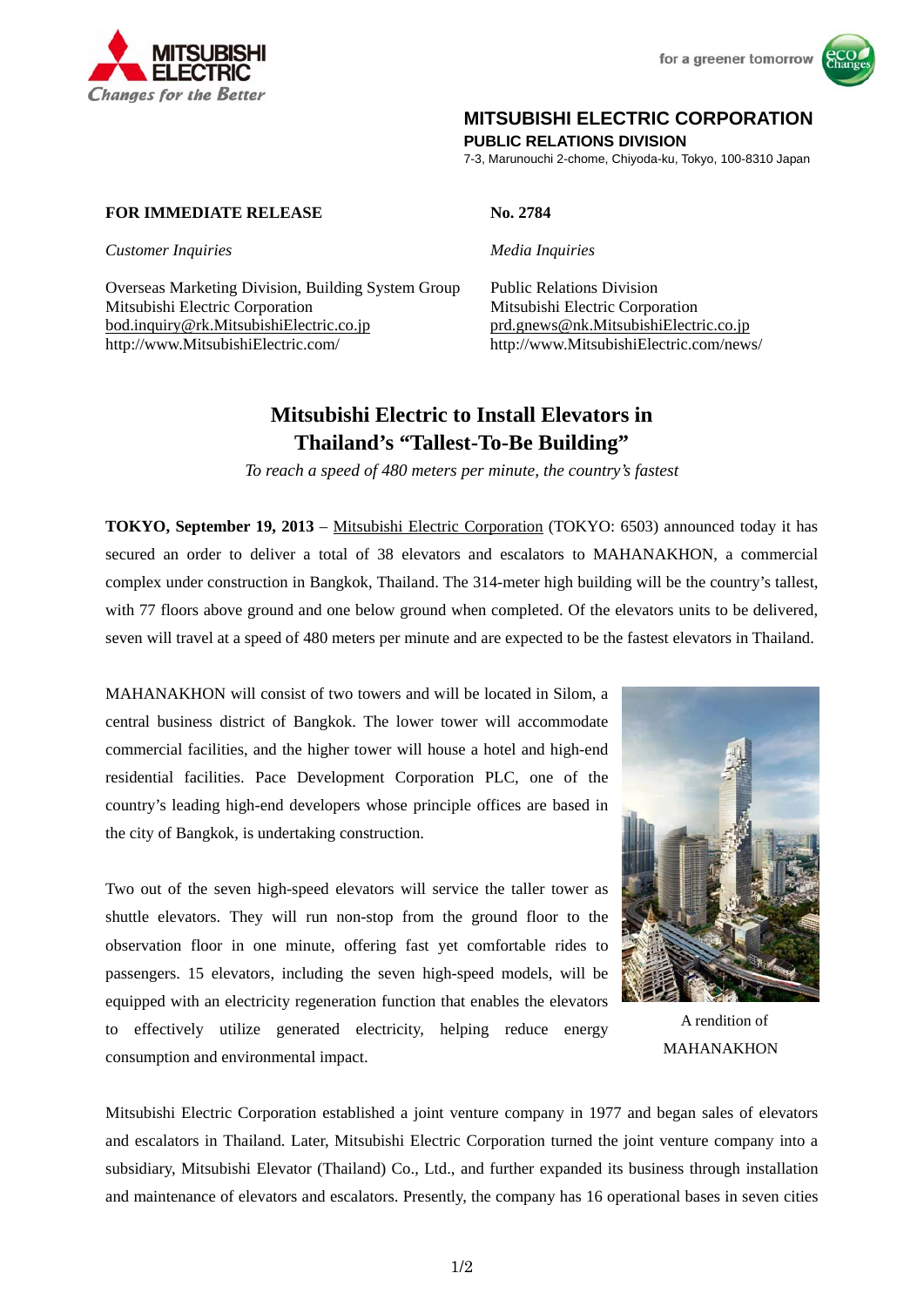**MITSUBISHI ELECTRIC CORPORATION**
**PUBLIC RELATIONS DIVISION**
7-3, Marunouchi 2-chome, Chiyoda-ku, Tokyo, 100-8310 Japan

**FOR IMMEDIATE RELEASE**

**No. 2784**

*Customer Inquiries*

Overseas Marketing Division, Building System Group
Mitsubishi Electric Corporation
bod.inquiry@rk.MitsubishiElectric.co.jp
http://www.MitsubishiElectric.com/

*Media Inquiries*

Public Relations Division
Mitsubishi Electric Corporation
prd.gnews@nk.MitsubishiElectric.co.jp
http://www.MitsubishiElectric.com/news/

# Mitsubishi Electric to Install Elevators in Thailand's "Tallest-To-Be Building"

*To reach a speed of 480 meters per minute, the country's fastest*

**TOKYO, September 19, 2013** – Mitsubishi Electric Corporation (TOKYO: 6503) announced today it has secured an order to deliver a total of 38 elevators and escalators to MAHANAKHON, a commercial complex under construction in Bangkok, Thailand. The 314-meter high building will be the country's tallest, with 77 floors above ground and one below ground when completed. Of the elevators units to be delivered, seven will travel at a speed of 480 meters per minute and are expected to be the fastest elevators in Thailand.

MAHANAKHON will consist of two towers and will be located in Silom, a central business district of Bangkok. The lower tower will accommodate commercial facilities, and the higher tower will house a hotel and high-end residential facilities. Pace Development Corporation PLC, one of the country's leading high-end developers whose principle offices are based in the city of Bangkok, is undertaking construction.

Two out of the seven high-speed elevators will service the taller tower as shuttle elevators. They will run non-stop from the ground floor to the observation floor in one minute, offering fast yet comfortable rides to passengers. 15 elevators, including the seven high-speed models, will be equipped with an electricity regeneration function that enables the elevators to effectively utilize generated electricity, helping reduce energy consumption and environmental impact.

A rendition of MAHANAKHON

Mitsubishi Electric Corporation established a joint venture company in 1977 and began sales of elevators and escalators in Thailand. Later, Mitsubishi Electric Corporation turned the joint venture company into a subsidiary, Mitsubishi Elevator (Thailand) Co., Ltd., and further expanded its business through installation and maintenance of elevators and escalators. Presently, the company has 16 operational bases in seven cities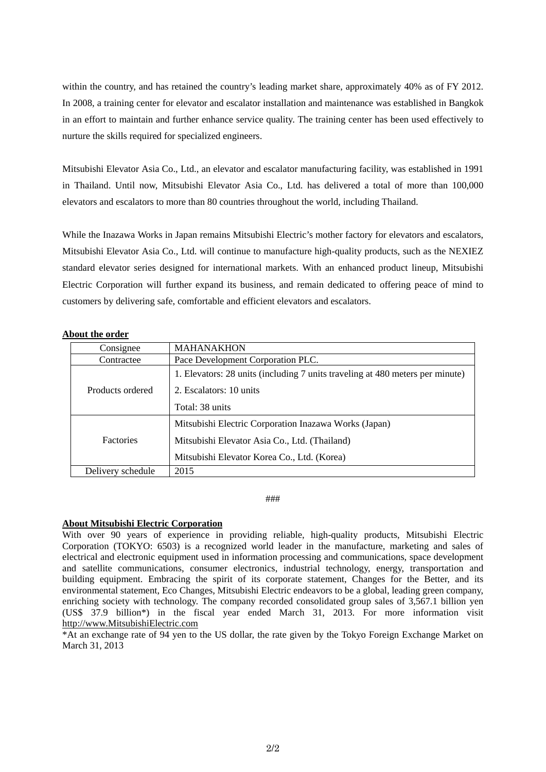within the country, and has retained the country's leading market share, approximately 40% as of FY 2012. In 2008, a training center for elevator and escalator installation and maintenance was established in Bangkok in an effort to maintain and further enhance service quality. The training center has been used effectively to nurture the skills required for specialized engineers.

Mitsubishi Elevator Asia Co., Ltd., an elevator and escalator manufacturing facility, was established in 1991 in Thailand. Until now, Mitsubishi Elevator Asia Co., Ltd. has delivered a total of more than 100,000 elevators and escalators to more than 80 countries throughout the world, including Thailand.

While the Inazawa Works in Japan remains Mitsubishi Electric's mother factory for elevators and escalators, Mitsubishi Elevator Asia Co., Ltd. will continue to manufacture high-quality products, such as the NEXIEZ standard elevator series designed for international markets. With an enhanced product lineup, Mitsubishi Electric Corporation will further expand its business, and remain dedicated to offering peace of mind to customers by delivering safe, comfortable and efficient elevators and escalators.

**About the order**

| | |
|---|---|
| Consignee | MAHANAKHON |
| Contractee | Pace Development Corporation PLC. |
| Products ordered | 1. Elevators: 28 units (including 7 units traveling at 480 meters per minute)<br>2. Escalators: 10 units<br>Total: 38 units |
| Factories | Mitsubishi Electric Corporation Inazawa Works (Japan)<br>Mitsubishi Elevator Asia Co., Ltd. (Thailand)<br>Mitsubishi Elevator Korea Co., Ltd. (Korea) |
| Delivery schedule | 2015 |

###

**About Mitsubishi Electric Corporation**

With over 90 years of experience in providing reliable, high-quality products, Mitsubishi Electric Corporation (TOKYO: 6503) is a recognized world leader in the manufacture, marketing and sales of electrical and electronic equipment used in information processing and communications, space development and satellite communications, consumer electronics, industrial technology, energy, transportation and building equipment. Embracing the spirit of its corporate statement, Changes for the Better, and its environmental statement, Eco Changes, Mitsubishi Electric endeavors to be a global, leading green company, enriching society with technology. The company recorded consolidated group sales of 3,567.1 billion yen (US$ 37.9 billion*) in the fiscal year ended March 31, 2013. For more information visit http://www.MitsubishiElectric.com

*At an exchange rate of 94 yen to the US dollar, the rate given by the Tokyo Foreign Exchange Market on March 31, 2013